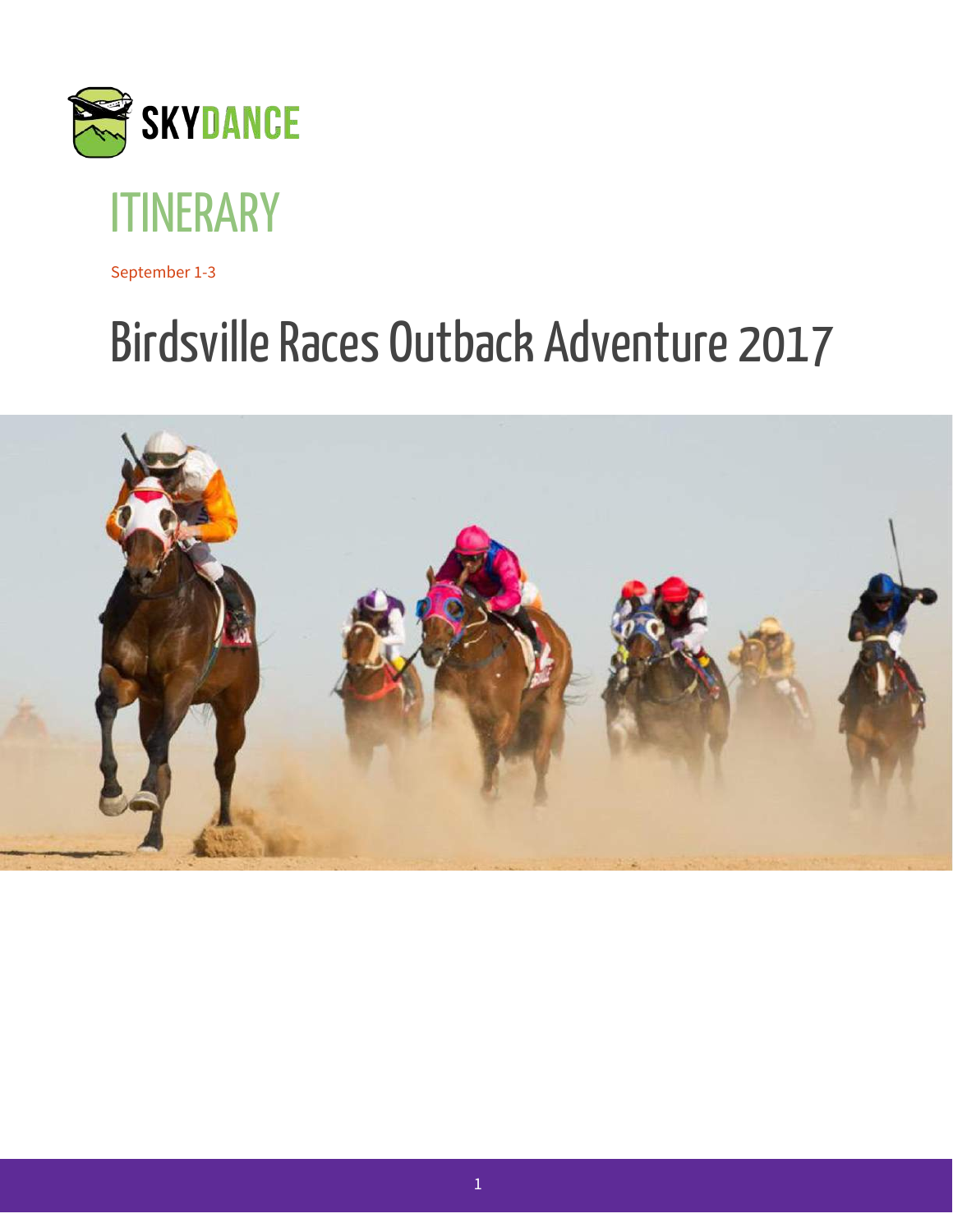SKYDANCE

# ITINERARY

September 1-3

# Birdsville Races Outback Adventure 2017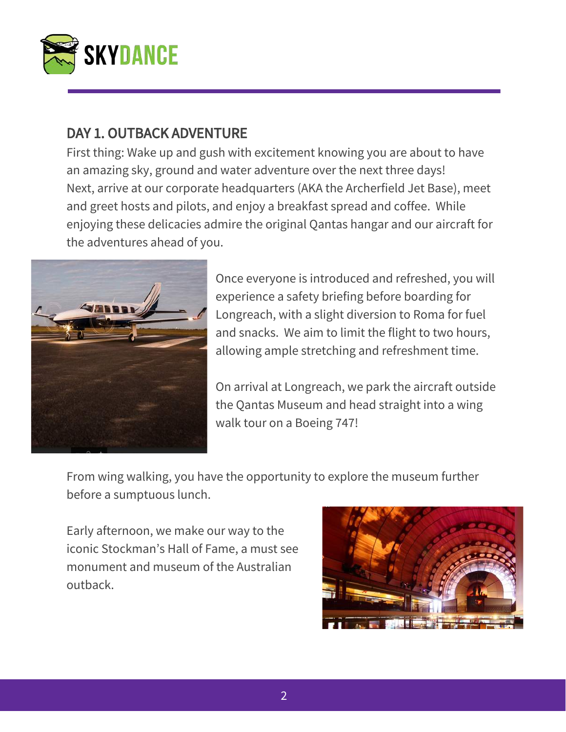## DAY 1. OUTBACK ADVENTURE

First thing: Wake up and gush with excitement knowing you are about to have an amazing sky, ground and water adventure over the next three days!
Next, arrive at our corporate headquarters (AKA the Archerfield Jet Base), meet and greet hosts and pilots, and enjoy a breakfast spread and coffee. While enjoying these delicacies admire the original Qantas hangar and our aircraft for the adventures ahead of you.

Once everyone is introduced and refreshed, you will experience a safety briefing before boarding for Longreach, with a slight diversion to Roma for fuel and snacks. We aim to limit the flight to two hours, allowing ample stretching and refreshment time.

On arrival at Longreach, we park the aircraft outside the Qantas Museum and head straight into a wing walk tour on a Boeing 747!

From wing walking, you have the opportunity to explore the museum further before a sumptuous lunch.

Early afternoon, we make our way to the iconic Stockman's Hall of Fame, a must see monument and museum of the Australian outback.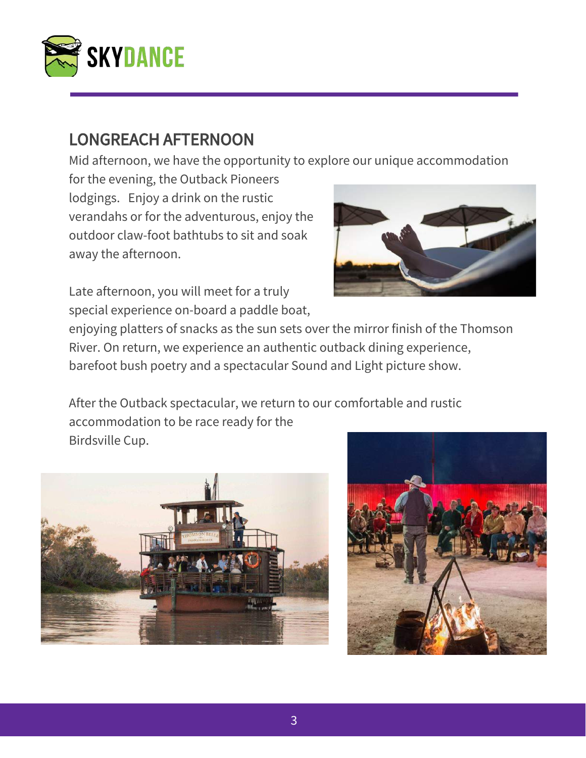## LONGREACH AFTERNOON

Mid afternoon, we have the opportunity to explore our unique accommodation for the evening, the Outback Pioneers lodgings. Enjoy a drink on the rustic verandahs or for the adventurous, enjoy the outdoor claw-foot bathtubs to sit and soak away the afternoon.

Late afternoon, you will meet for a truly special experience on-board a paddle boat, enjoying platters of snacks as the sun sets over the mirror finish of the Thomson River. On return, we experience an authentic outback dining experience, barefoot bush poetry and a spectacular Sound and Light picture show.

After the Outback spectacular, we return to our comfortable and rustic accommodation to be race ready for the Birdsville Cup.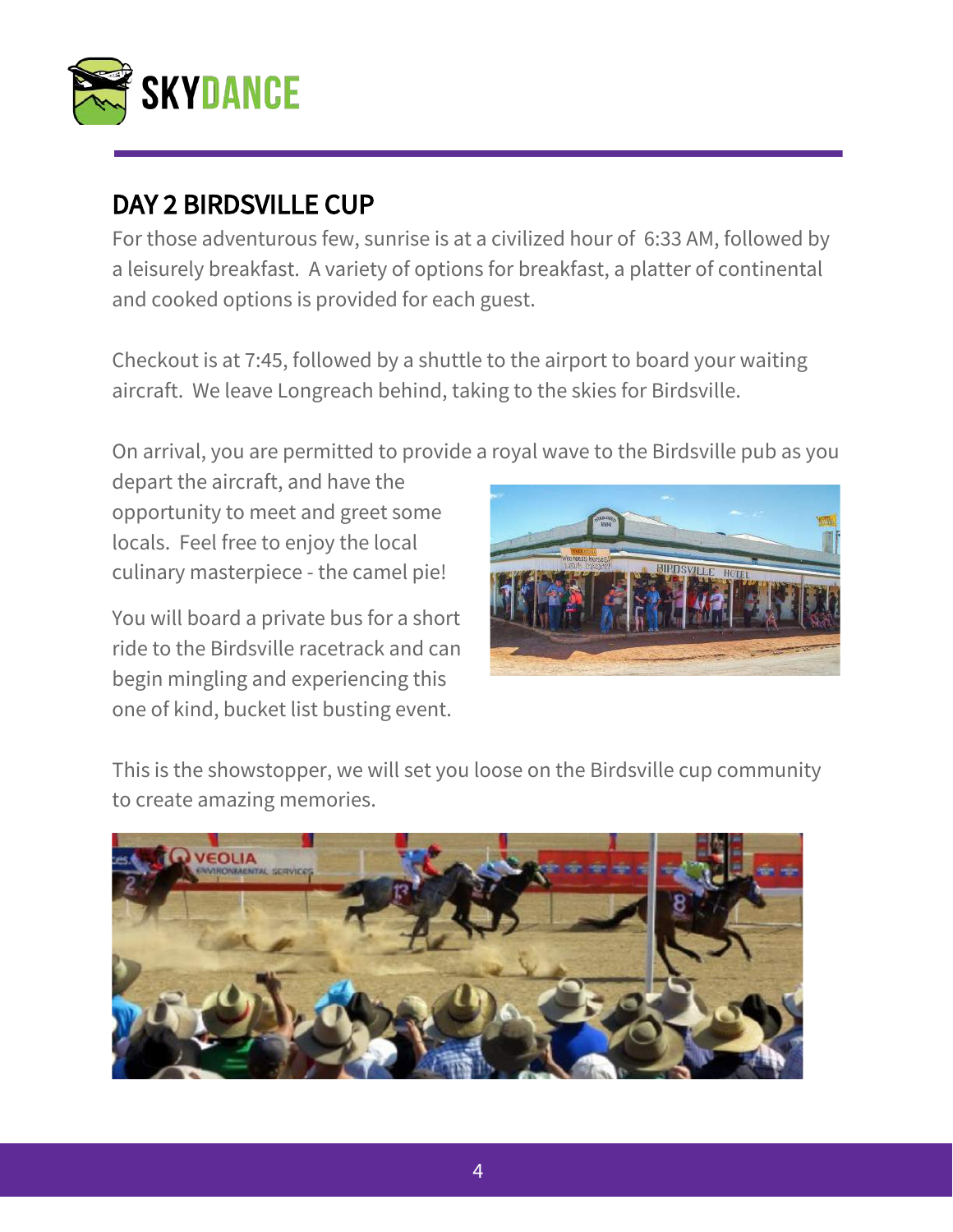## DAY 2 BIRDSVILLE CUP

For those adventurous few, sunrise is at a civilized hour of 6:33 AM, followed by a leisurely breakfast. A variety of options for breakfast, a platter of continental and cooked options is provided for each guest.

Checkout is at 7:45, followed by a shuttle to the airport to board your waiting aircraft. We leave Longreach behind, taking to the skies for Birdsville.

On arrival, you are permitted to provide a royal wave to the Birdsville pub as you depart the aircraft, and have the opportunity to meet and greet some locals. Feel free to enjoy the local culinary masterpiece - the camel pie!

You will board a private bus for a short ride to the Birdsville racetrack and can begin mingling and experiencing this one of kind, bucket list busting event.

This is the showstopper, we will set you loose on the Birdsville cup community to create amazing memories.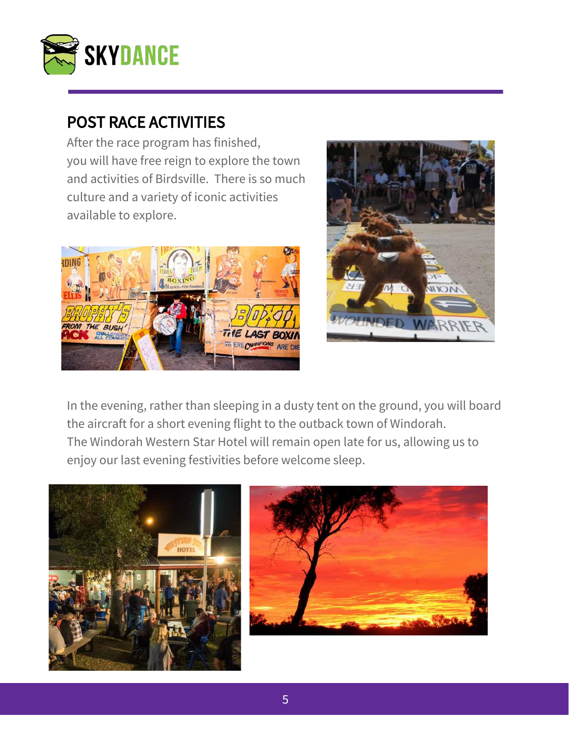## POST RACE ACTIVITIES

After the race program has finished, you will have free reign to explore the town and activities of Birdsville. There is so much culture and a variety of iconic activities available to explore.

In the evening, rather than sleeping in a dusty tent on the ground, you will board the aircraft for a short evening flight to the outback town of Windorah. The Windorah Western Star Hotel will remain open late for us, allowing us to enjoy our last evening festivities before welcome sleep.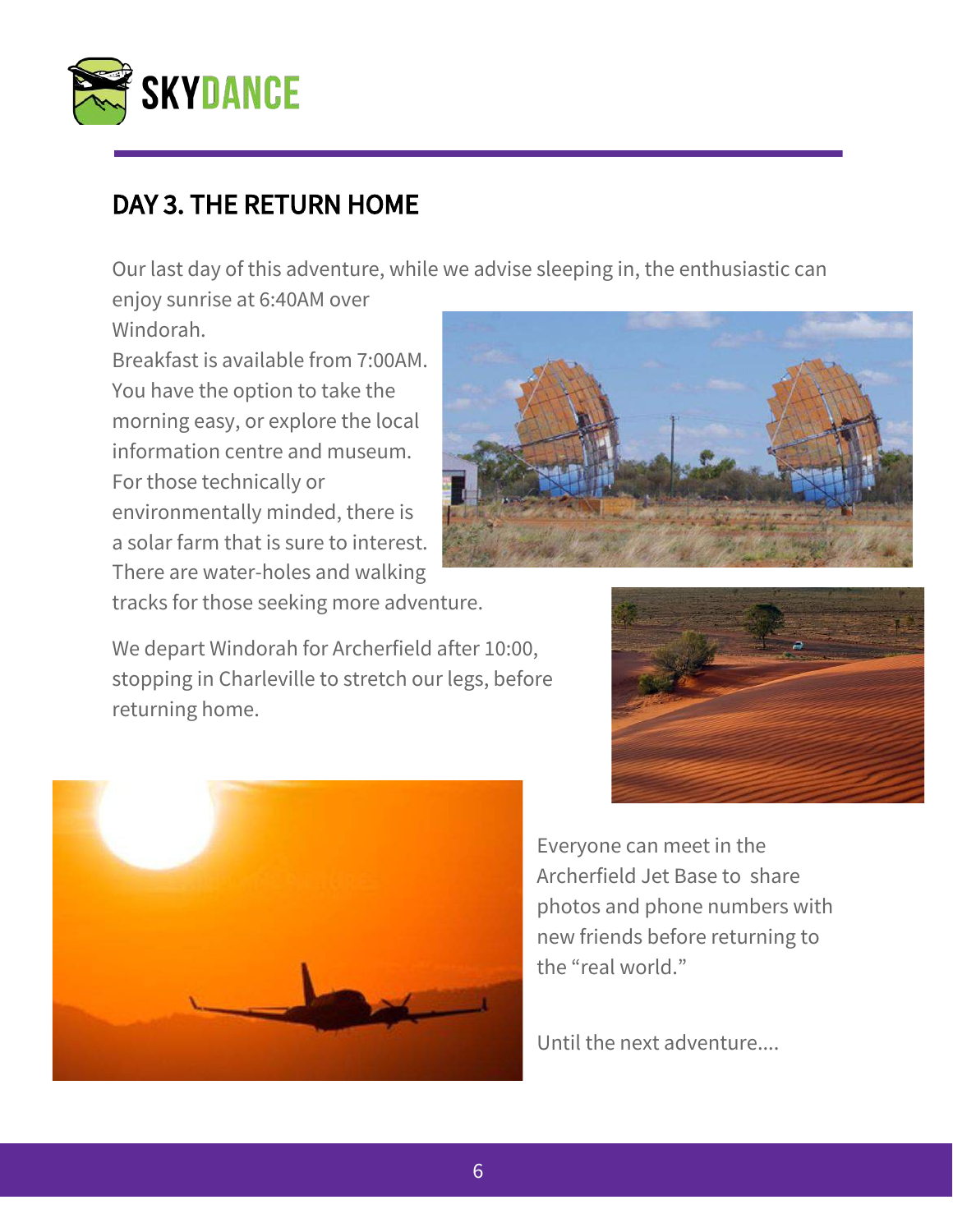## DAY 3. THE RETURN HOME

Our last day of this adventure, while we advise sleeping in, the enthusiastic can enjoy sunrise at 6:40AM over Windorah.
Breakfast is available from 7:00AM. You have the option to take the morning easy, or explore the local information centre and museum. For those technically or environmentally minded, there is a solar farm that is sure to interest. There are water-holes and walking tracks for those seeking more adventure.

We depart Windorah for Archerfield after 10:00, stopping in Charleville to stretch our legs, before returning home.

Everyone can meet in the Archerfield Jet Base to share photos and phone numbers with new friends before returning to the “real world.”

Until the next adventure....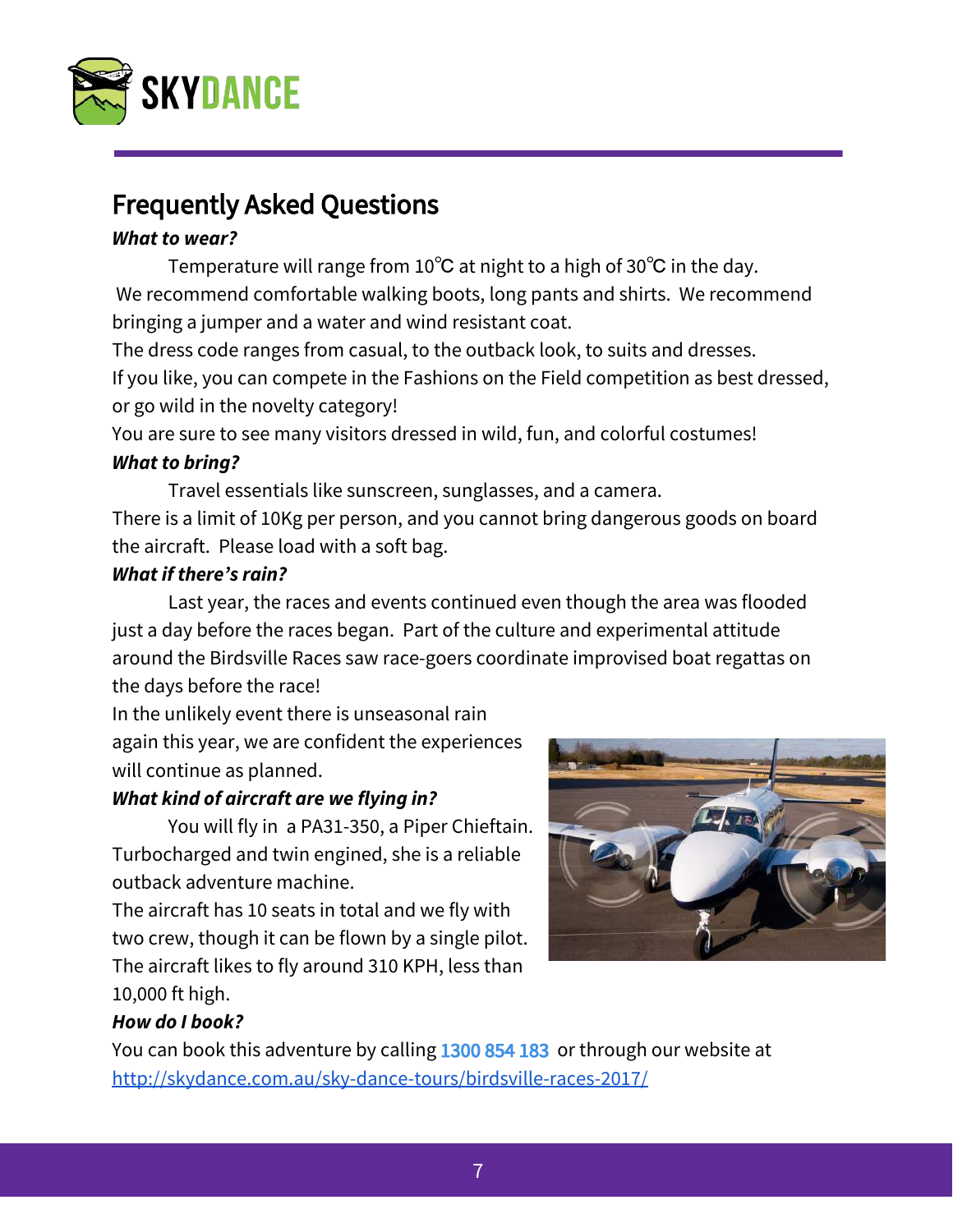## Frequently Asked Questions

***What to wear?***

Temperature will range from 10℃ at night to a high of 30℃ in the day. We recommend comfortable walking boots, long pants and shirts. We recommend bringing a jumper and a water and wind resistant coat.

The dress code ranges from casual, to the outback look, to suits and dresses.

If you like, you can compete in the Fashions on the Field competition as best dressed, or go wild in the novelty category!

You are sure to see many visitors dressed in wild, fun, and colorful costumes!

***What to bring?***

Travel essentials like sunscreen, sunglasses, and a camera.

There is a limit of 10Kg per person, and you cannot bring dangerous goods on board the aircraft. Please load with a soft bag.

***What if there's rain?***

Last year, the races and events continued even though the area was flooded just a day before the races began. Part of the culture and experimental attitude around the Birdsville Races saw race-goers coordinate improvised boat regattas on the days before the race!

In the unlikely event there is unseasonal rain again this year, we are confident the experiences will continue as planned.

***What kind of aircraft are we flying in?***

You will fly in a PA31-350, a Piper Chieftain. Turbocharged and twin engined, she is a reliable outback adventure machine.

The aircraft has 10 seats in total and we fly with two crew, though it can be flown by a single pilot.

The aircraft likes to fly around 310 KPH, less than 10,000 ft high.

***How do I book?***

You can book this adventure by calling 1300 854 183 or through our website at http://skydance.com.au/sky-dance-tours/birdsville-races-2017/